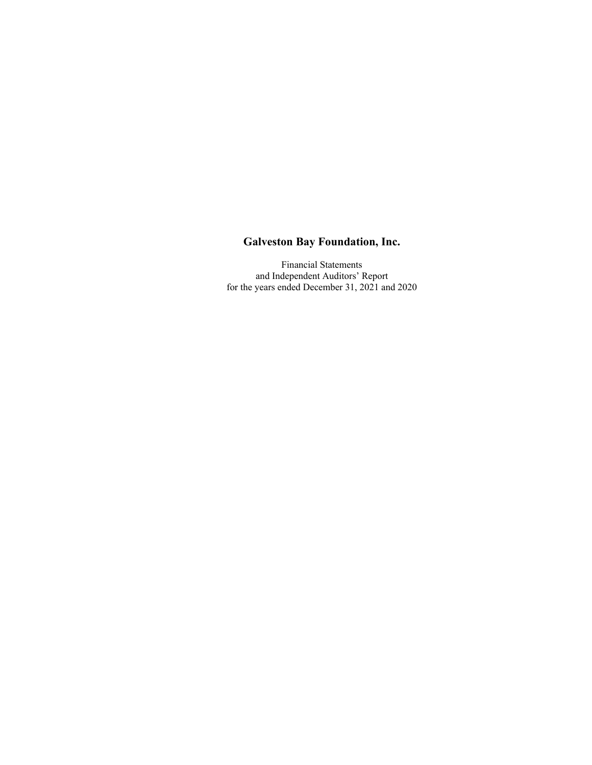# Galveston Bay Foundation, Inc.

Financial Statements
and Independent Auditors' Report
for the years ended December 31, 2021 and 2020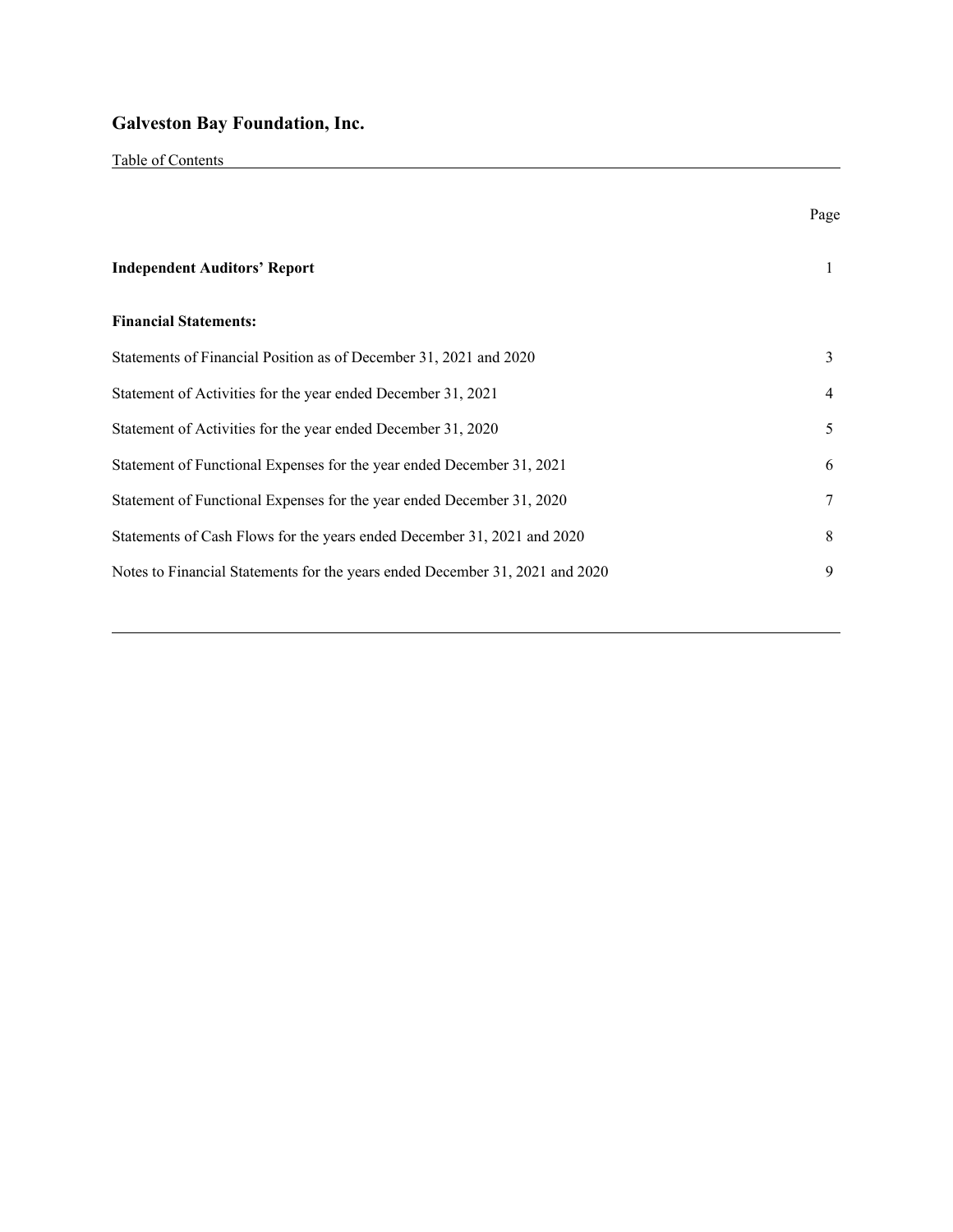# Galveston Bay Foundation, Inc.

Table of Contents

| | Page |
|---|---|
| **Independent Auditors' Report** | 1 |
| **Financial Statements:** | |
| Statements of Financial Position as of December 31, 2021 and 2020 | 3 |
| Statement of Activities for the year ended December 31, 2021 | 4 |
| Statement of Activities for the year ended December 31, 2020 | 5 |
| Statement of Functional Expenses for the year ended December 31, 2021 | 6 |
| Statement of Functional Expenses for the year ended December 31, 2020 | 7 |
| Statements of Cash Flows for the years ended December 31, 2021 and 2020 | 8 |
| Notes to Financial Statements for the years ended December 31, 2021 and 2020 | 9 |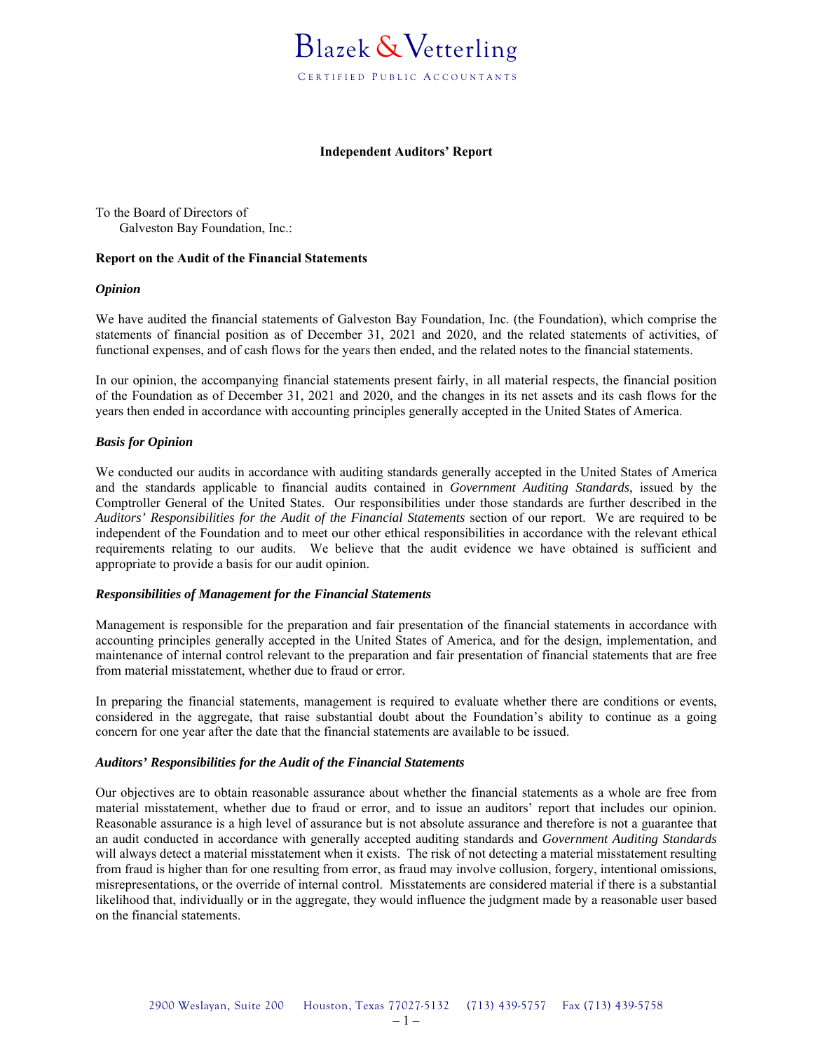Blazek & Vetterling

CERTIFIED PUBLIC ACCOUNTANTS

**Independent Auditors' Report**

To the Board of Directors of
Galveston Bay Foundation, Inc.:

**Report on the Audit of the Financial Statements**

***Opinion***

We have audited the financial statements of Galveston Bay Foundation, Inc. (the Foundation), which comprise the statements of financial position as of December 31, 2021 and 2020, and the related statements of activities, of functional expenses, and of cash flows for the years then ended, and the related notes to the financial statements.

In our opinion, the accompanying financial statements present fairly, in all material respects, the financial position of the Foundation as of December 31, 2021 and 2020, and the changes in its net assets and its cash flows for the years then ended in accordance with accounting principles generally accepted in the United States of America.

***Basis for Opinion***

We conducted our audits in accordance with auditing standards generally accepted in the United States of America and the standards applicable to financial audits contained in *Government Auditing Standards*, issued by the Comptroller General of the United States. Our responsibilities under those standards are further described in the *Auditors' Responsibilities for the Audit of the Financial Statements* section of our report. We are required to be independent of the Foundation and to meet our other ethical responsibilities in accordance with the relevant ethical requirements relating to our audits. We believe that the audit evidence we have obtained is sufficient and appropriate to provide a basis for our audit opinion.

***Responsibilities of Management for the Financial Statements***

Management is responsible for the preparation and fair presentation of the financial statements in accordance with accounting principles generally accepted in the United States of America, and for the design, implementation, and maintenance of internal control relevant to the preparation and fair presentation of financial statements that are free from material misstatement, whether due to fraud or error.

In preparing the financial statements, management is required to evaluate whether there are conditions or events, considered in the aggregate, that raise substantial doubt about the Foundation's ability to continue as a going concern for one year after the date that the financial statements are available to be issued.

***Auditors' Responsibilities for the Audit of the Financial Statements***

Our objectives are to obtain reasonable assurance about whether the financial statements as a whole are free from material misstatement, whether due to fraud or error, and to issue an auditors' report that includes our opinion. Reasonable assurance is a high level of assurance but is not absolute assurance and therefore is not a guarantee that an audit conducted in accordance with generally accepted auditing standards and *Government Auditing Standards* will always detect a material misstatement when it exists. The risk of not detecting a material misstatement resulting from fraud is higher than for one resulting from error, as fraud may involve collusion, forgery, intentional omissions, misrepresentations, or the override of internal control. Misstatements are considered material if there is a substantial likelihood that, individually or in the aggregate, they would influence the judgment made by a reasonable user based on the financial statements.

2900 Weslayan, Suite 200 Houston, Texas 77027-5132 (713) 439-5757 Fax (713) 439-5758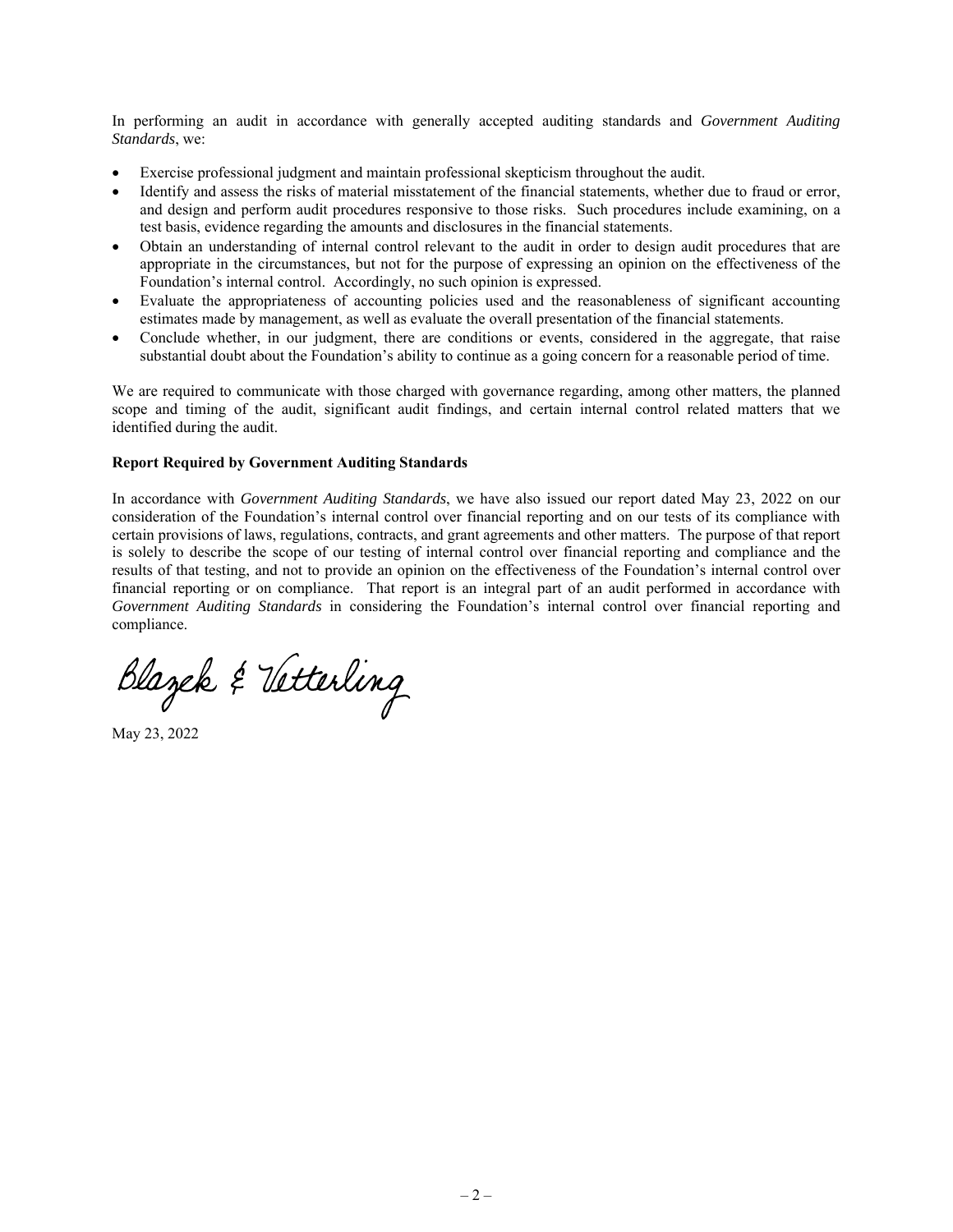In performing an audit in accordance with generally accepted auditing standards and *Government Auditing Standards*, we:

- Exercise professional judgment and maintain professional skepticism throughout the audit.
- Identify and assess the risks of material misstatement of the financial statements, whether due to fraud or error, and design and perform audit procedures responsive to those risks. Such procedures include examining, on a test basis, evidence regarding the amounts and disclosures in the financial statements.
- Obtain an understanding of internal control relevant to the audit in order to design audit procedures that are appropriate in the circumstances, but not for the purpose of expressing an opinion on the effectiveness of the Foundation's internal control. Accordingly, no such opinion is expressed.
- Evaluate the appropriateness of accounting policies used and the reasonableness of significant accounting estimates made by management, as well as evaluate the overall presentation of the financial statements.
- Conclude whether, in our judgment, there are conditions or events, considered in the aggregate, that raise substantial doubt about the Foundation's ability to continue as a going concern for a reasonable period of time.

We are required to communicate with those charged with governance regarding, among other matters, the planned scope and timing of the audit, significant audit findings, and certain internal control related matters that we identified during the audit.

**Report Required by Government Auditing Standards**

In accordance with *Government Auditing Standards*, we have also issued our report dated May 23, 2022 on our consideration of the Foundation's internal control over financial reporting and on our tests of its compliance with certain provisions of laws, regulations, contracts, and grant agreements and other matters. The purpose of that report is solely to describe the scope of our testing of internal control over financial reporting and compliance and the results of that testing, and not to provide an opinion on the effectiveness of the Foundation's internal control over financial reporting or on compliance. That report is an integral part of an audit performed in accordance with *Government Auditing Standards* in considering the Foundation's internal control over financial reporting and compliance.

Blazek & Vetterling

May 23, 2022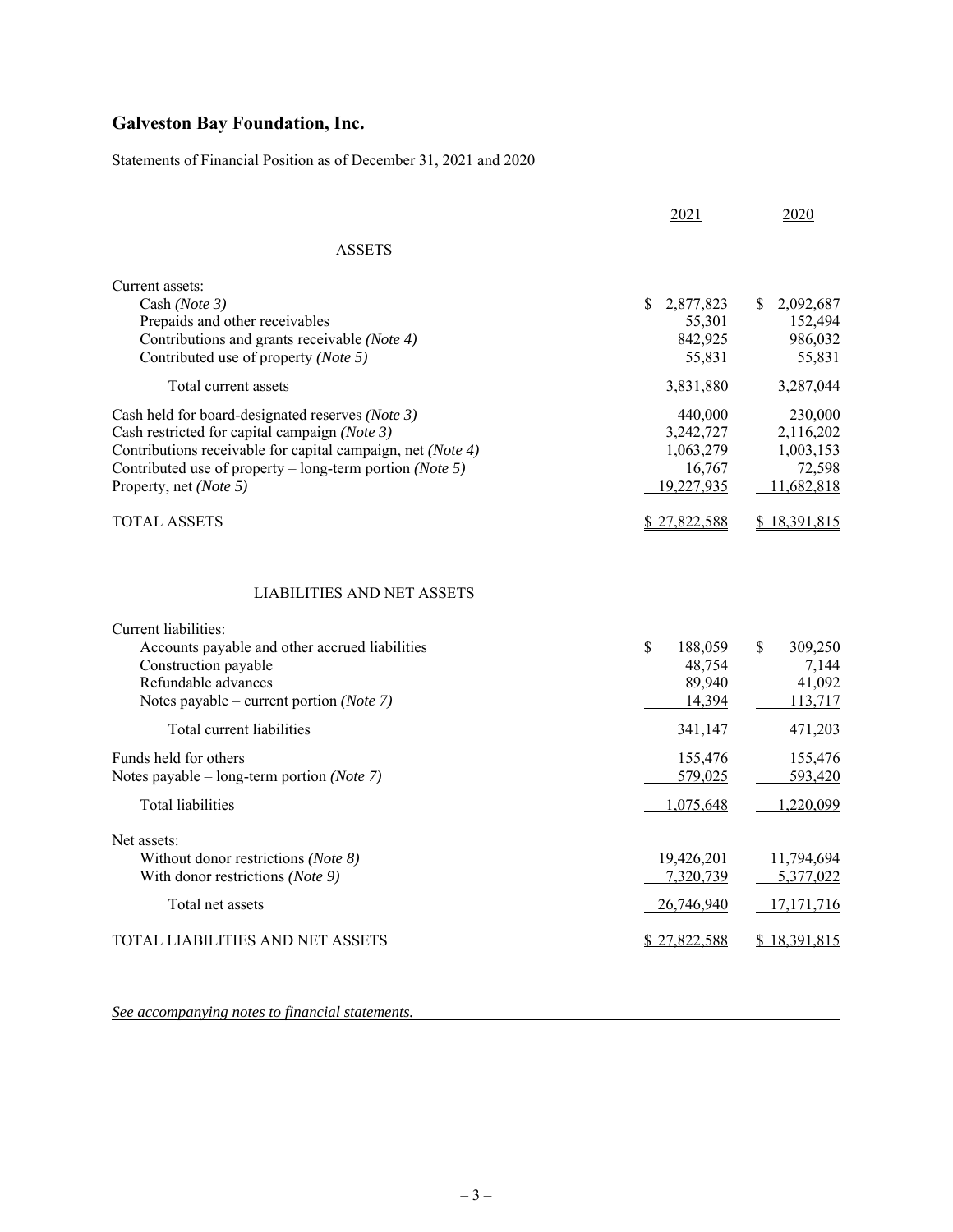# Galveston Bay Foundation, Inc.

Statements of Financial Position as of December 31, 2021 and 2020

| | 2021 | 2020 |
|---|---|---|
| **ASSETS** | | |
| Current assets: | | |
| Cash *(Note 3)* | $ 2,877,823 | $ 2,092,687 |
| Prepaids and other receivables | 55,301 | 152,494 |
| Contributions and grants receivable *(Note 4)* | 842,925 | 986,032 |
| Contributed use of property *(Note 5)* | 55,831 | 55,831 |
| Total current assets | 3,831,880 | 3,287,044 |
| Cash held for board-designated reserves *(Note 3)* | 440,000 | 230,000 |
| Cash restricted for capital campaign *(Note 3)* | 3,242,727 | 2,116,202 |
| Contributions receivable for capital campaign, net *(Note 4)* | 1,063,279 | 1,003,153 |
| Contributed use of property – long-term portion *(Note 5)* | 16,767 | 72,598 |
| Property, net *(Note 5)* | 19,227,935 | 11,682,818 |
| TOTAL ASSETS | $ 27,822,588 | $ 18,391,815 |
| **LIABILITIES AND NET ASSETS** | | |
| Current liabilities: | | |
| Accounts payable and other accrued liabilities | $ 188,059 | $ 309,250 |
| Construction payable | 48,754 | 7,144 |
| Refundable advances | 89,940 | 41,092 |
| Notes payable – current portion *(Note 7)* | 14,394 | 113,717 |
| Total current liabilities | 341,147 | 471,203 |
| Funds held for others | 155,476 | 155,476 |
| Notes payable – long-term portion *(Note 7)* | 579,025 | 593,420 |
| Total liabilities | 1,075,648 | 1,220,099 |
| Net assets: | | |
| Without donor restrictions *(Note 8)* | 19,426,201 | 11,794,694 |
| With donor restrictions *(Note 9)* | 7,320,739 | 5,377,022 |
| Total net assets | 26,746,940 | 17,171,716 |
| TOTAL LIABILITIES AND NET ASSETS | $ 27,822,588 | $ 18,391,815 |

*See accompanying notes to financial statements.*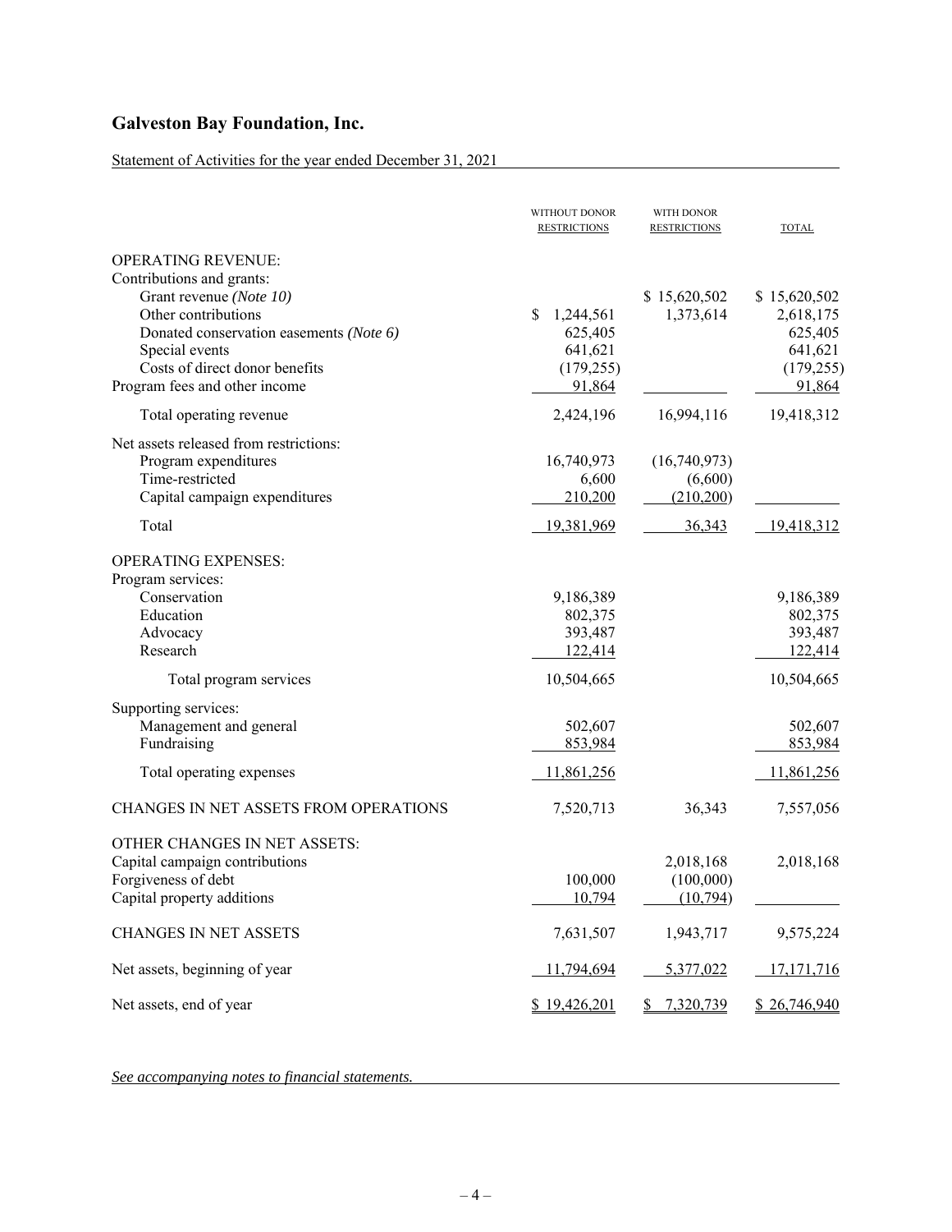# Galveston Bay Foundation, Inc.

Statement of Activities for the year ended December 31, 2021

| | WITHOUT DONOR RESTRICTIONS | WITH DONOR RESTRICTIONS | TOTAL |
|---|---|---|---|
| OPERATING REVENUE: | | | |
| Contributions and grants: | | | |
| Grant revenue *(Note 10)* | | $ 15,620,502 | $ 15,620,502 |
| Other contributions | $ 1,244,561 | 1,373,614 | 2,618,175 |
| Donated conservation easements *(Note 6)* | 625,405 | | 625,405 |
| Special events | 641,621 | | 641,621 |
| Costs of direct donor benefits | (179,255) | | (179,255) |
| Program fees and other income | 91,864 | | 91,864 |
| Total operating revenue | 2,424,196 | 16,994,116 | 19,418,312 |
| Net assets released from restrictions: | | | |
| Program expenditures | 16,740,973 | (16,740,973) | |
| Time-restricted | 6,600 | (6,600) | |
| Capital campaign expenditures | 210,200 | (210,200) | |
| Total | 19,381,969 | 36,343 | 19,418,312 |
| OPERATING EXPENSES: | | | |
| Program services: | | | |
| Conservation | 9,186,389 | | 9,186,389 |
| Education | 802,375 | | 802,375 |
| Advocacy | 393,487 | | 393,487 |
| Research | 122,414 | | 122,414 |
| Total program services | 10,504,665 | | 10,504,665 |
| Supporting services: | | | |
| Management and general | 502,607 | | 502,607 |
| Fundraising | 853,984 | | 853,984 |
| Total operating expenses | 11,861,256 | | 11,861,256 |
| CHANGES IN NET ASSETS FROM OPERATIONS | 7,520,713 | 36,343 | 7,557,056 |
| OTHER CHANGES IN NET ASSETS: | | | |
| Capital campaign contributions | | 2,018,168 | 2,018,168 |
| Forgiveness of debt | 100,000 | (100,000) | |
| Capital property additions | 10,794 | (10,794) | |
| CHANGES IN NET ASSETS | 7,631,507 | 1,943,717 | 9,575,224 |
| Net assets, beginning of year | 11,794,694 | 5,377,022 | 17,171,716 |
| Net assets, end of year | $ 19,426,201 | $ 7,320,739 | $ 26,746,940 |

*See accompanying notes to financial statements.*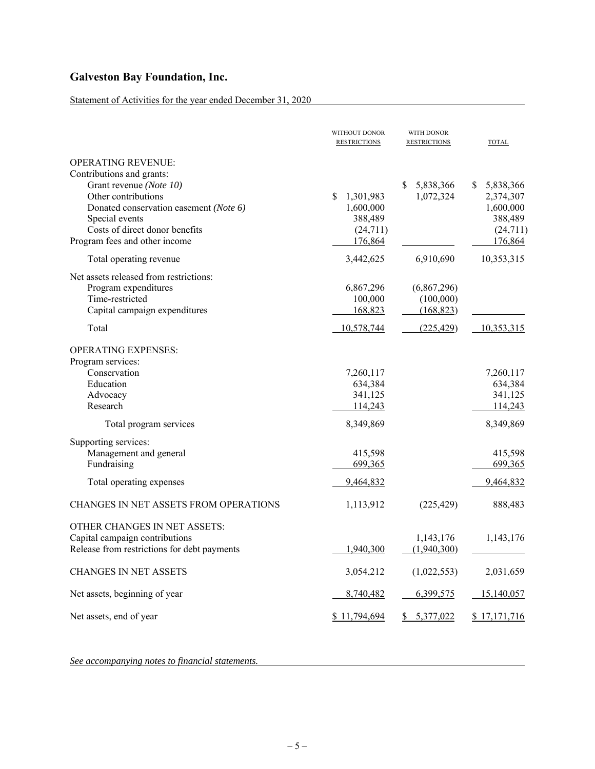# Galveston Bay Foundation, Inc.

Statement of Activities for the year ended December 31, 2020

| | WITHOUT DONOR RESTRICTIONS | WITH DONOR RESTRICTIONS | TOTAL |
|---|---|---|---|
| OPERATING REVENUE: | | | |
| Contributions and grants: | | | |
| Grant revenue *(Note 10)* | | $ 5,838,366 | $ 5,838,366 |
| Other contributions | $ 1,301,983 | 1,072,324 | 2,374,307 |
| Donated conservation easement *(Note 6)* | 1,600,000 | | 1,600,000 |
| Special events | 388,489 | | 388,489 |
| Costs of direct donor benefits | (24,711) | | (24,711) |
| Program fees and other income | 176,864 | | 176,864 |
| Total operating revenue | 3,442,625 | 6,910,690 | 10,353,315 |
| Net assets released from restrictions: | | | |
| Program expenditures | 6,867,296 | (6,867,296) | |
| Time-restricted | 100,000 | (100,000) | |
| Capital campaign expenditures | 168,823 | (168,823) | |
| Total | 10,578,744 | (225,429) | 10,353,315 |
| OPERATING EXPENSES: | | | |
| Program services: | | | |
| Conservation | 7,260,117 | | 7,260,117 |
| Education | 634,384 | | 634,384 |
| Advocacy | 341,125 | | 341,125 |
| Research | 114,243 | | 114,243 |
| Total program services | 8,349,869 | | 8,349,869 |
| Supporting services: | | | |
| Management and general | 415,598 | | 415,598 |
| Fundraising | 699,365 | | 699,365 |
| Total operating expenses | 9,464,832 | | 9,464,832 |
| CHANGES IN NET ASSETS FROM OPERATIONS | 1,113,912 | (225,429) | 888,483 |
| OTHER CHANGES IN NET ASSETS: | | | |
| Capital campaign contributions | | 1,143,176 | 1,143,176 |
| Release from restrictions for debt payments | 1,940,300 | (1,940,300) | |
| CHANGES IN NET ASSETS | 3,054,212 | (1,022,553) | 2,031,659 |
| Net assets, beginning of year | 8,740,482 | 6,399,575 | 15,140,057 |
| Net assets, end of year | $ 11,794,694 | $ 5,377,022 | $ 17,171,716 |

*See accompanying notes to financial statements.*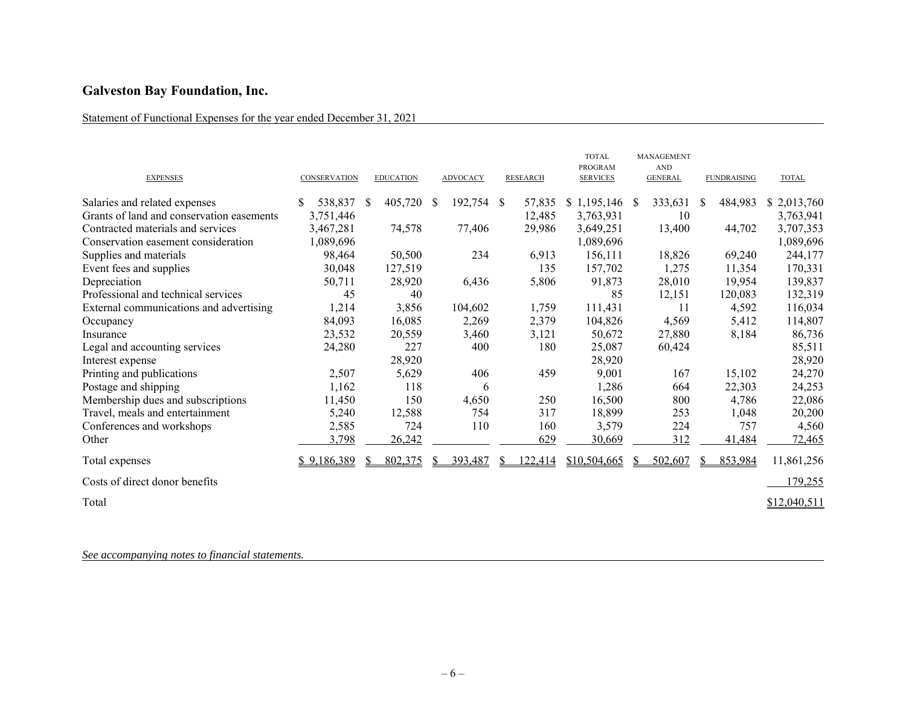## Galveston Bay Foundation, Inc.

Statement of Functional Expenses for the year ended December 31, 2021

| EXPENSES | CONSERVATION | EDUCATION | ADVOCACY | RESEARCH | TOTAL PROGRAM SERVICES | MANAGEMENT AND GENERAL | FUNDRAISING | TOTAL |
|---|---|---|---|---|---|---|---|---|
| Salaries and related expenses | $ 538,837 | $ 405,720 | $ 192,754 | $ 57,835 | $ 1,195,146 | $ 333,631 | $ 484,983 | $ 2,013,760 |
| Grants of land and conservation easements | 3,751,446 | | | 12,485 | 3,763,931 | 10 | | 3,763,941 |
| Contracted materials and services | 3,467,281 | 74,578 | 77,406 | 29,986 | 3,649,251 | 13,400 | 44,702 | 3,707,353 |
| Conservation easement consideration | 1,089,696 | | | | 1,089,696 | | | 1,089,696 |
| Supplies and materials | 98,464 | 50,500 | 234 | 6,913 | 156,111 | 18,826 | 69,240 | 244,177 |
| Event fees and supplies | 30,048 | 127,519 | | 135 | 157,702 | 1,275 | 11,354 | 170,331 |
| Depreciation | 50,711 | 28,920 | 6,436 | 5,806 | 91,873 | 28,010 | 19,954 | 139,837 |
| Professional and technical services | 45 | 40 | | | 85 | 12,151 | 120,083 | 132,319 |
| External communications and advertising | 1,214 | 3,856 | 104,602 | 1,759 | 111,431 | 11 | 4,592 | 116,034 |
| Occupancy | 84,093 | 16,085 | 2,269 | 2,379 | 104,826 | 4,569 | 5,412 | 114,807 |
| Insurance | 23,532 | 20,559 | 3,460 | 3,121 | 50,672 | 27,880 | 8,184 | 86,736 |
| Legal and accounting services | 24,280 | 227 | 400 | 180 | 25,087 | 60,424 | | 85,511 |
| Interest expense | | 28,920 | | | 28,920 | | | 28,920 |
| Printing and publications | 2,507 | 5,629 | 406 | 459 | 9,001 | 167 | 15,102 | 24,270 |
| Postage and shipping | 1,162 | 118 | 6 | | 1,286 | 664 | 22,303 | 24,253 |
| Membership dues and subscriptions | 11,450 | 150 | 4,650 | 250 | 16,500 | 800 | 4,786 | 22,086 |
| Travel, meals and entertainment | 5,240 | 12,588 | 754 | 317 | 18,899 | 253 | 1,048 | 20,200 |
| Conferences and workshops | 2,585 | 724 | 110 | 160 | 3,579 | 224 | 757 | 4,560 |
| Other | 3,798 | 26,242 | | 629 | 30,669 | 312 | 41,484 | 72,465 |
| Total expenses | $ 9,186,389 | $ 802,375 | $ 393,487 | $ 122,414 | $10,504,665 | $ 502,607 | $ 853,984 | 11,861,256 |
| Costs of direct donor benefits | | | | | | | | 179,255 |
| Total | | | | | | | | $12,040,511 |

*See accompanying notes to financial statements.*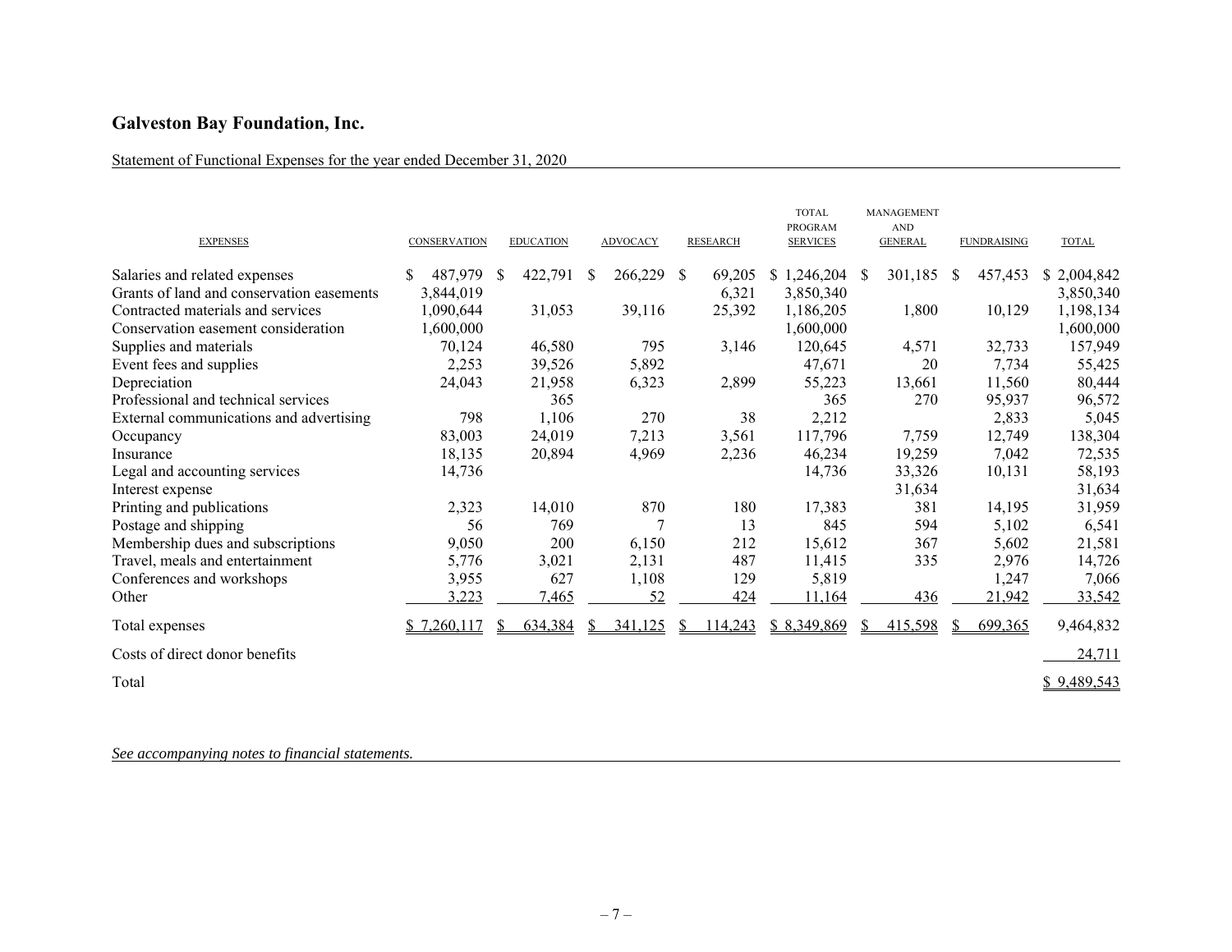## Galveston Bay Foundation, Inc.

Statement of Functional Expenses for the year ended December 31, 2020

| EXPENSES | CONSERVATION | EDUCATION | ADVOCACY | RESEARCH | TOTAL PROGRAM SERVICES | MANAGEMENT AND GENERAL | FUNDRAISING | TOTAL |
|---|---|---|---|---|---|---|---|---|
| Salaries and related expenses | $ 487,979 | $ 422,791 | $ 266,229 | $ 69,205 | $ 1,246,204 | $ 301,185 | $ 457,453 | $ 2,004,842 |
| Grants of land and conservation easements | 3,844,019 | | | 6,321 | 3,850,340 | | | 3,850,340 |
| Contracted materials and services | 1,090,644 | 31,053 | 39,116 | 25,392 | 1,186,205 | 1,800 | 10,129 | 1,198,134 |
| Conservation easement consideration | 1,600,000 | | | | 1,600,000 | | | 1,600,000 |
| Supplies and materials | 70,124 | 46,580 | 795 | 3,146 | 120,645 | 4,571 | 32,733 | 157,949 |
| Event fees and supplies | 2,253 | 39,526 | 5,892 | | 47,671 | 20 | 7,734 | 55,425 |
| Depreciation | 24,043 | 21,958 | 6,323 | 2,899 | 55,223 | 13,661 | 11,560 | 80,444 |
| Professional and technical services | | 365 | | | 365 | 270 | 95,937 | 96,572 |
| External communications and advertising | 798 | 1,106 | 270 | 38 | 2,212 | | 2,833 | 5,045 |
| Occupancy | 83,003 | 24,019 | 7,213 | 3,561 | 117,796 | 7,759 | 12,749 | 138,304 |
| Insurance | 18,135 | 20,894 | 4,969 | 2,236 | 46,234 | 19,259 | 7,042 | 72,535 |
| Legal and accounting services | 14,736 | | | | 14,736 | 33,326 | 10,131 | 58,193 |
| Interest expense | | | | | | 31,634 | | 31,634 |
| Printing and publications | 2,323 | 14,010 | 870 | 180 | 17,383 | 381 | 14,195 | 31,959 |
| Postage and shipping | 56 | 769 | 7 | 13 | 845 | 594 | 5,102 | 6,541 |
| Membership dues and subscriptions | 9,050 | 200 | 6,150 | 212 | 15,612 | 367 | 5,602 | 21,581 |
| Travel, meals and entertainment | 5,776 | 3,021 | 2,131 | 487 | 11,415 | 335 | 2,976 | 14,726 |
| Conferences and workshops | 3,955 | 627 | 1,108 | 129 | 5,819 | | 1,247 | 7,066 |
| Other | 3,223 | 7,465 | 52 | 424 | 11,164 | 436 | 21,942 | 33,542 |
| Total expenses | $ 7,260,117 | $ 634,384 | $ 341,125 | $ 114,243 | $ 8,349,869 | $ 415,598 | $ 699,365 | 9,464,832 |
| Costs of direct donor benefits | | | | | | | | 24,711 |
| Total | | | | | | | | $ 9,489,543 |

*See accompanying notes to financial statements.*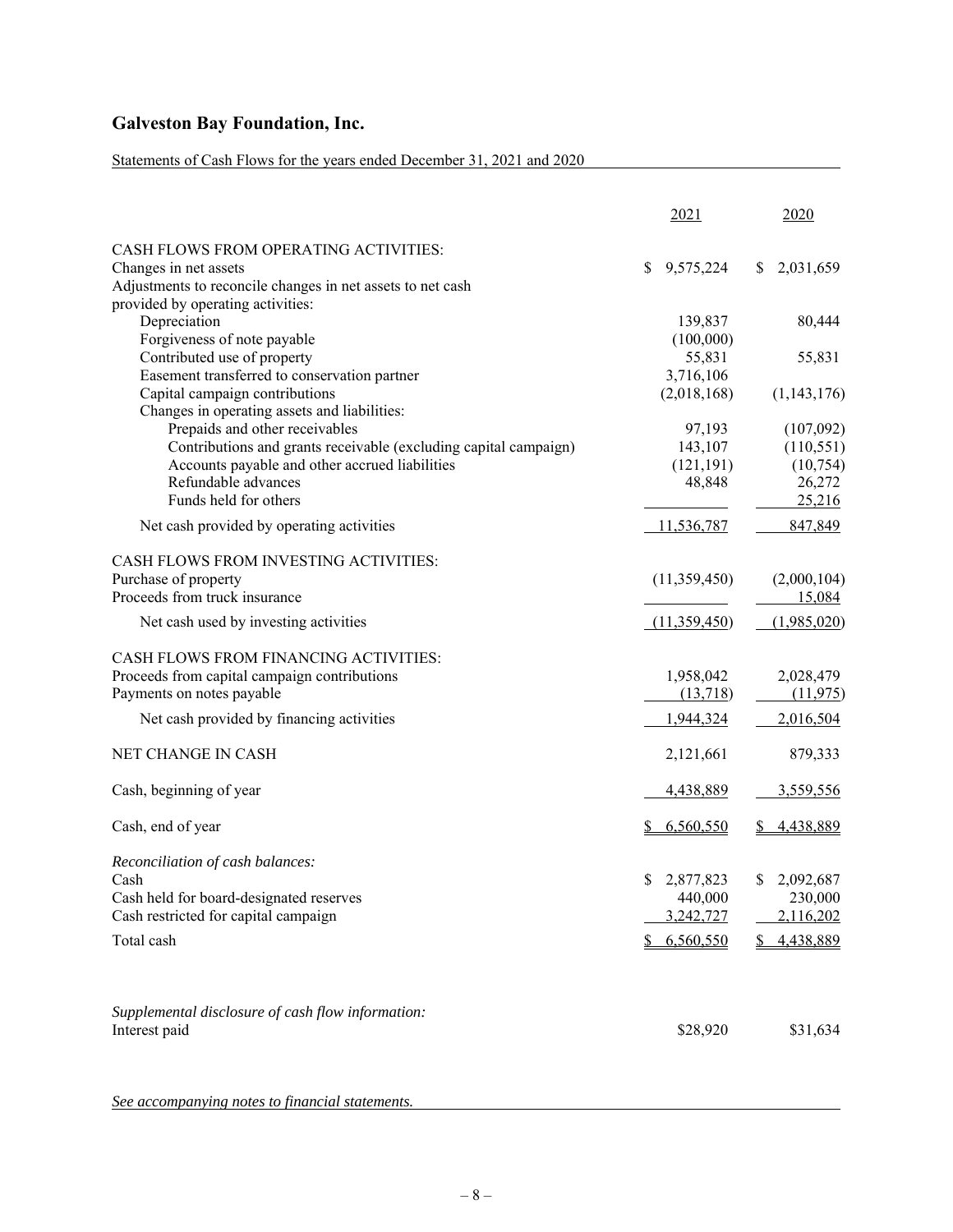# Galveston Bay Foundation, Inc.

Statements of Cash Flows for the years ended December 31, 2021 and 2020

| | 2021 | 2020 |
|---|---|---|
| CASH FLOWS FROM OPERATING ACTIVITIES: | | |
| Changes in net assets | $ 9,575,224 | $ 2,031,659 |
| Adjustments to reconcile changes in net assets to net cash provided by operating activities: | | |
| Depreciation | 139,837 | 80,444 |
| Forgiveness of note payable | (100,000) | |
| Contributed use of property | 55,831 | 55,831 |
| Easement transferred to conservation partner | 3,716,106 | |
| Capital campaign contributions | (2,018,168) | (1,143,176) |
| Changes in operating assets and liabilities: | | |
| Prepaids and other receivables | 97,193 | (107,092) |
| Contributions and grants receivable (excluding capital campaign) | 143,107 | (110,551) |
| Accounts payable and other accrued liabilities | (121,191) | (10,754) |
| Refundable advances | 48,848 | 26,272 |
| Funds held for others | | 25,216 |
| Net cash provided by operating activities | 11,536,787 | 847,849 |
| CASH FLOWS FROM INVESTING ACTIVITIES: | | |
| Purchase of property | (11,359,450) | (2,000,104) |
| Proceeds from truck insurance | | 15,084 |
| Net cash used by investing activities | (11,359,450) | (1,985,020) |
| CASH FLOWS FROM FINANCING ACTIVITIES: | | |
| Proceeds from capital campaign contributions | 1,958,042 | 2,028,479 |
| Payments on notes payable | (13,718) | (11,975) |
| Net cash provided by financing activities | 1,944,324 | 2,016,504 |
| NET CHANGE IN CASH | 2,121,661 | 879,333 |
| Cash, beginning of year | 4,438,889 | 3,559,556 |
| Cash, end of year | $ 6,560,550 | $ 4,438,889 |
| *Reconciliation of cash balances:* | | |
| Cash | $ 2,877,823 | $ 2,092,687 |
| Cash held for board-designated reserves | 440,000 | 230,000 |
| Cash restricted for capital campaign | 3,242,727 | 2,116,202 |
| Total cash | $ 6,560,550 | $ 4,438,889 |
| *Supplemental disclosure of cash flow information:* | | |
| Interest paid | $28,920 | $31,634 |

*See accompanying notes to financial statements.*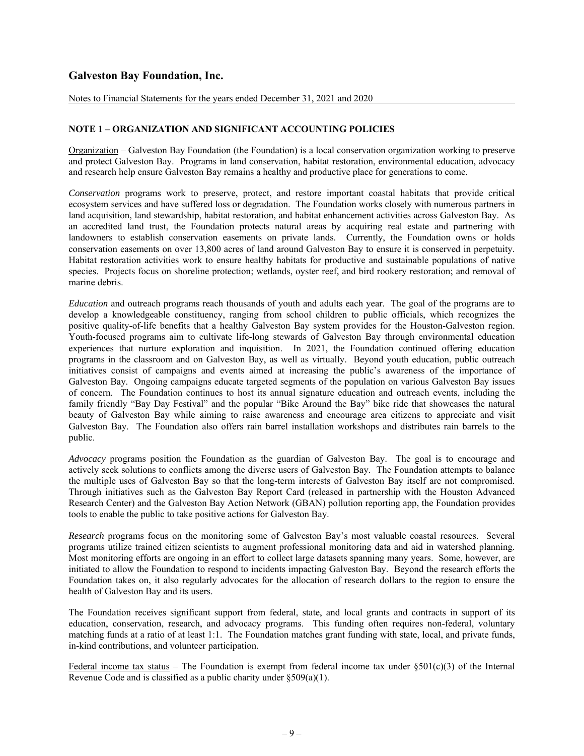# Galveston Bay Foundation, Inc.

Notes to Financial Statements for the years ended December 31, 2021 and 2020

## NOTE 1 – ORGANIZATION AND SIGNIFICANT ACCOUNTING POLICIES

Organization – Galveston Bay Foundation (the Foundation) is a local conservation organization working to preserve and protect Galveston Bay. Programs in land conservation, habitat restoration, environmental education, advocacy and research help ensure Galveston Bay remains a healthy and productive place for generations to come.

*Conservation* programs work to preserve, protect, and restore important coastal habitats that provide critical ecosystem services and have suffered loss or degradation. The Foundation works closely with numerous partners in land acquisition, land stewardship, habitat restoration, and habitat enhancement activities across Galveston Bay. As an accredited land trust, the Foundation protects natural areas by acquiring real estate and partnering with landowners to establish conservation easements on private lands. Currently, the Foundation owns or holds conservation easements on over 13,800 acres of land around Galveston Bay to ensure it is conserved in perpetuity. Habitat restoration activities work to ensure healthy habitats for productive and sustainable populations of native species. Projects focus on shoreline protection; wetlands, oyster reef, and bird rookery restoration; and removal of marine debris.

*Education* and outreach programs reach thousands of youth and adults each year. The goal of the programs are to develop a knowledgeable constituency, ranging from school children to public officials, which recognizes the positive quality-of-life benefits that a healthy Galveston Bay system provides for the Houston-Galveston region. Youth-focused programs aim to cultivate life-long stewards of Galveston Bay through environmental education experiences that nurture exploration and inquisition. In 2021, the Foundation continued offering education programs in the classroom and on Galveston Bay, as well as virtually. Beyond youth education, public outreach initiatives consist of campaigns and events aimed at increasing the public's awareness of the importance of Galveston Bay. Ongoing campaigns educate targeted segments of the population on various Galveston Bay issues of concern. The Foundation continues to host its annual signature education and outreach events, including the family friendly "Bay Day Festival" and the popular "Bike Around the Bay" bike ride that showcases the natural beauty of Galveston Bay while aiming to raise awareness and encourage area citizens to appreciate and visit Galveston Bay. The Foundation also offers rain barrel installation workshops and distributes rain barrels to the public.

*Advocacy* programs position the Foundation as the guardian of Galveston Bay. The goal is to encourage and actively seek solutions to conflicts among the diverse users of Galveston Bay. The Foundation attempts to balance the multiple uses of Galveston Bay so that the long-term interests of Galveston Bay itself are not compromised. Through initiatives such as the Galveston Bay Report Card (released in partnership with the Houston Advanced Research Center) and the Galveston Bay Action Network (GBAN) pollution reporting app, the Foundation provides tools to enable the public to take positive actions for Galveston Bay.

*Research* programs focus on the monitoring some of Galveston Bay's most valuable coastal resources. Several programs utilize trained citizen scientists to augment professional monitoring data and aid in watershed planning. Most monitoring efforts are ongoing in an effort to collect large datasets spanning many years. Some, however, are initiated to allow the Foundation to respond to incidents impacting Galveston Bay. Beyond the research efforts the Foundation takes on, it also regularly advocates for the allocation of research dollars to the region to ensure the health of Galveston Bay and its users.

The Foundation receives significant support from federal, state, and local grants and contracts in support of its education, conservation, research, and advocacy programs. This funding often requires non-federal, voluntary matching funds at a ratio of at least 1:1. The Foundation matches grant funding with state, local, and private funds, in-kind contributions, and volunteer participation.

Federal income tax status – The Foundation is exempt from federal income tax under §501(c)(3) of the Internal Revenue Code and is classified as a public charity under §509(a)(1).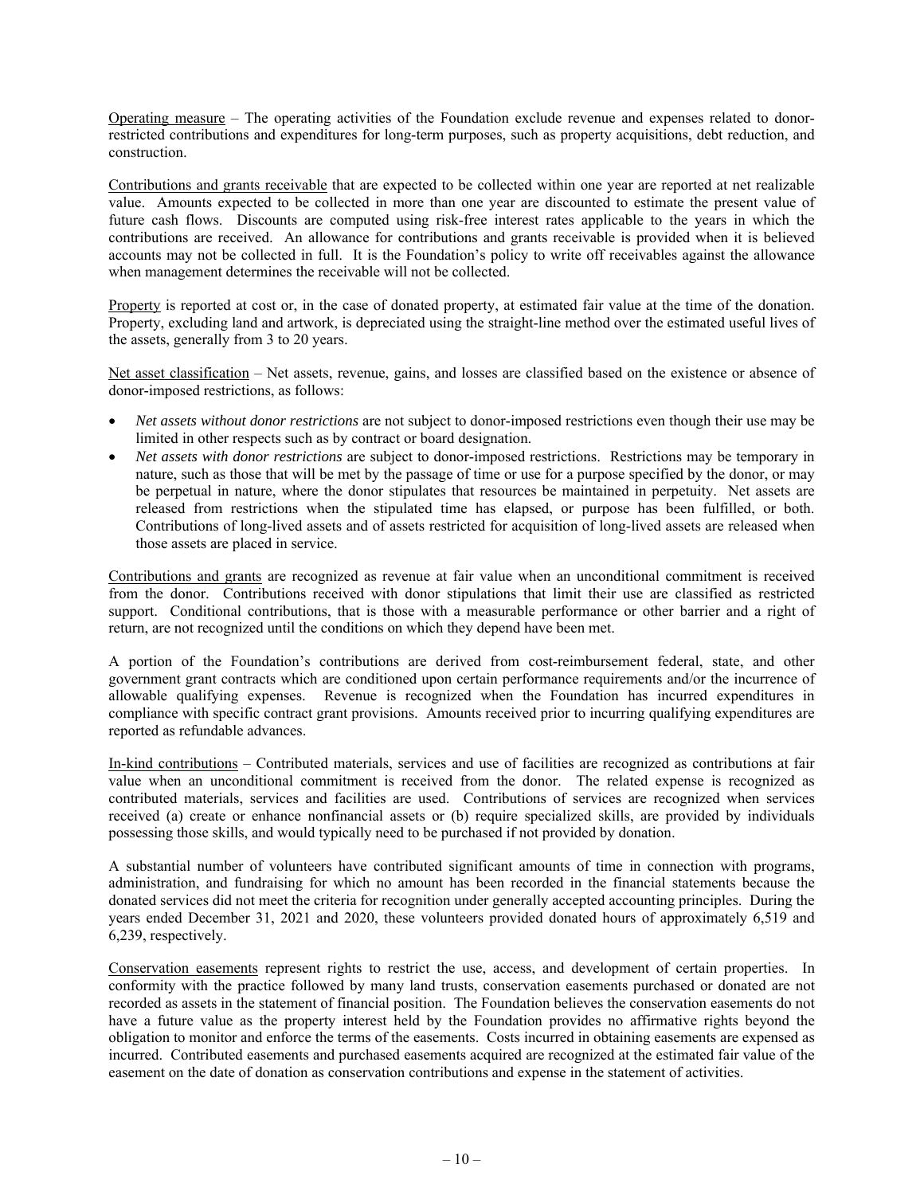Operating measure – The operating activities of the Foundation exclude revenue and expenses related to donor-restricted contributions and expenditures for long-term purposes, such as property acquisitions, debt reduction, and construction.

Contributions and grants receivable that are expected to be collected within one year are reported at net realizable value. Amounts expected to be collected in more than one year are discounted to estimate the present value of future cash flows. Discounts are computed using risk-free interest rates applicable to the years in which the contributions are received. An allowance for contributions and grants receivable is provided when it is believed accounts may not be collected in full. It is the Foundation's policy to write off receivables against the allowance when management determines the receivable will not be collected.

Property is reported at cost or, in the case of donated property, at estimated fair value at the time of the donation. Property, excluding land and artwork, is depreciated using the straight-line method over the estimated useful lives of the assets, generally from 3 to 20 years.

Net asset classification – Net assets, revenue, gains, and losses are classified based on the existence or absence of donor-imposed restrictions, as follows:

- *Net assets without donor restrictions* are not subject to donor-imposed restrictions even though their use may be limited in other respects such as by contract or board designation.
- *Net assets with donor restrictions* are subject to donor-imposed restrictions. Restrictions may be temporary in nature, such as those that will be met by the passage of time or use for a purpose specified by the donor, or may be perpetual in nature, where the donor stipulates that resources be maintained in perpetuity. Net assets are released from restrictions when the stipulated time has elapsed, or purpose has been fulfilled, or both. Contributions of long-lived assets and of assets restricted for acquisition of long-lived assets are released when those assets are placed in service.

Contributions and grants are recognized as revenue at fair value when an unconditional commitment is received from the donor. Contributions received with donor stipulations that limit their use are classified as restricted support. Conditional contributions, that is those with a measurable performance or other barrier and a right of return, are not recognized until the conditions on which they depend have been met.

A portion of the Foundation's contributions are derived from cost-reimbursement federal, state, and other government grant contracts which are conditioned upon certain performance requirements and/or the incurrence of allowable qualifying expenses. Revenue is recognized when the Foundation has incurred expenditures in compliance with specific contract grant provisions. Amounts received prior to incurring qualifying expenditures are reported as refundable advances.

In-kind contributions – Contributed materials, services and use of facilities are recognized as contributions at fair value when an unconditional commitment is received from the donor. The related expense is recognized as contributed materials, services and facilities are used. Contributions of services are recognized when services received (a) create or enhance nonfinancial assets or (b) require specialized skills, are provided by individuals possessing those skills, and would typically need to be purchased if not provided by donation.

A substantial number of volunteers have contributed significant amounts of time in connection with programs, administration, and fundraising for which no amount has been recorded in the financial statements because the donated services did not meet the criteria for recognition under generally accepted accounting principles. During the years ended December 31, 2021 and 2020, these volunteers provided donated hours of approximately 6,519 and 6,239, respectively.

Conservation easements represent rights to restrict the use, access, and development of certain properties. In conformity with the practice followed by many land trusts, conservation easements purchased or donated are not recorded as assets in the statement of financial position. The Foundation believes the conservation easements do not have a future value as the property interest held by the Foundation provides no affirmative rights beyond the obligation to monitor and enforce the terms of the easements. Costs incurred in obtaining easements are expensed as incurred. Contributed easements and purchased easements acquired are recognized at the estimated fair value of the easement on the date of donation as conservation contributions and expense in the statement of activities.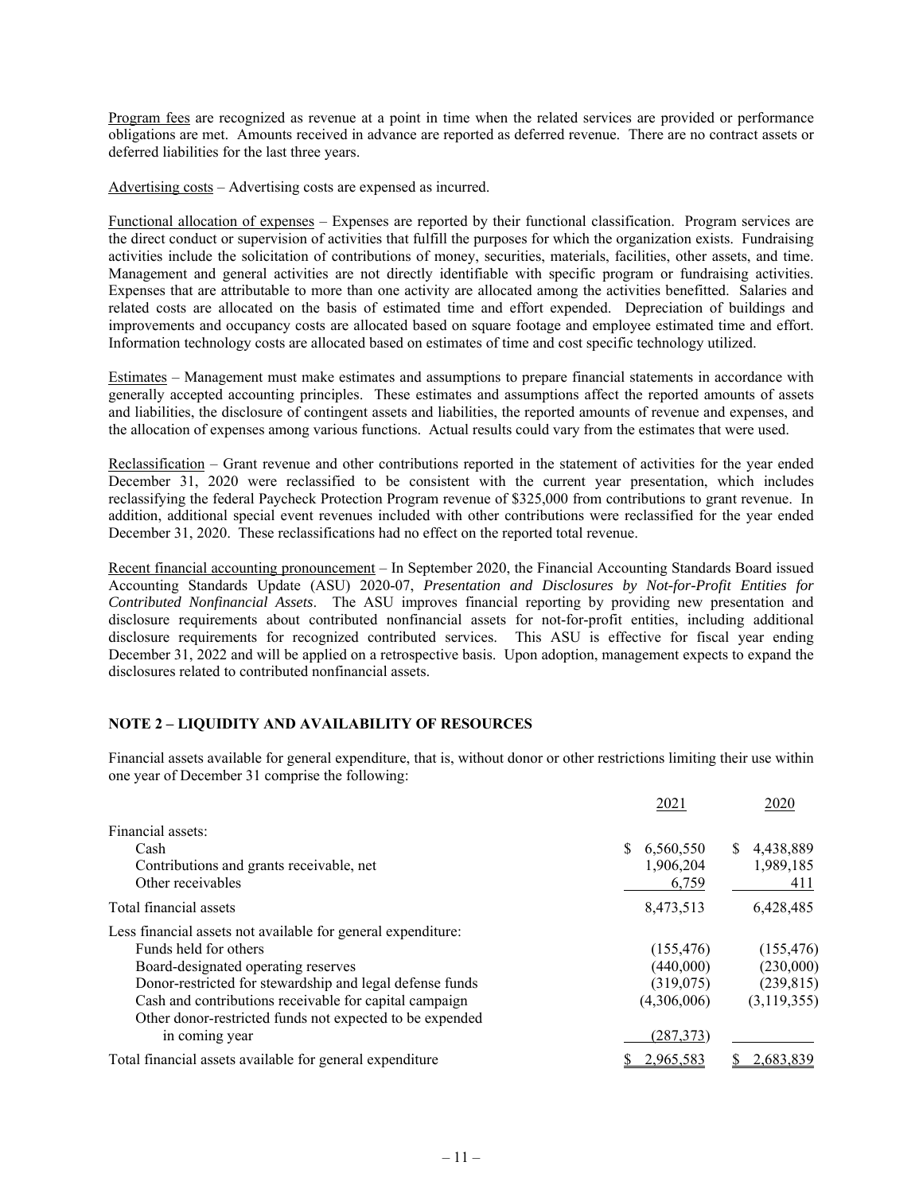Program fees are recognized as revenue at a point in time when the related services are provided or performance obligations are met. Amounts received in advance are reported as deferred revenue. There are no contract assets or deferred liabilities for the last three years.

Advertising costs – Advertising costs are expensed as incurred.

Functional allocation of expenses – Expenses are reported by their functional classification. Program services are the direct conduct or supervision of activities that fulfill the purposes for which the organization exists. Fundraising activities include the solicitation of contributions of money, securities, materials, facilities, other assets, and time. Management and general activities are not directly identifiable with specific program or fundraising activities. Expenses that are attributable to more than one activity are allocated among the activities benefitted. Salaries and related costs are allocated on the basis of estimated time and effort expended. Depreciation of buildings and improvements and occupancy costs are allocated based on square footage and employee estimated time and effort. Information technology costs are allocated based on estimates of time and cost specific technology utilized.

Estimates – Management must make estimates and assumptions to prepare financial statements in accordance with generally accepted accounting principles. These estimates and assumptions affect the reported amounts of assets and liabilities, the disclosure of contingent assets and liabilities, the reported amounts of revenue and expenses, and the allocation of expenses among various functions. Actual results could vary from the estimates that were used.

Reclassification – Grant revenue and other contributions reported in the statement of activities for the year ended December 31, 2020 were reclassified to be consistent with the current year presentation, which includes reclassifying the federal Paycheck Protection Program revenue of $325,000 from contributions to grant revenue. In addition, additional special event revenues included with other contributions were reclassified for the year ended December 31, 2020. These reclassifications had no effect on the reported total revenue.

Recent financial accounting pronouncement – In September 2020, the Financial Accounting Standards Board issued Accounting Standards Update (ASU) 2020-07, *Presentation and Disclosures by Not-for-Profit Entities for Contributed Nonfinancial Assets*. The ASU improves financial reporting by providing new presentation and disclosure requirements about contributed nonfinancial assets for not-for-profit entities, including additional disclosure requirements for recognized contributed services. This ASU is effective for fiscal year ending December 31, 2022 and will be applied on a retrospective basis. Upon adoption, management expects to expand the disclosures related to contributed nonfinancial assets.

## NOTE 2 – LIQUIDITY AND AVAILABILITY OF RESOURCES

Financial assets available for general expenditure, that is, without donor or other restrictions limiting their use within one year of December 31 comprise the following:

| | 2021 | 2020 |
|---|---|---|
| Financial assets: | | |
| Cash | $ 6,560,550 | $ 4,438,889 |
| Contributions and grants receivable, net | 1,906,204 | 1,989,185 |
| Other receivables | 6,759 | 411 |
| Total financial assets | 8,473,513 | 6,428,485 |
| Less financial assets not available for general expenditure: | | |
| Funds held for others | (155,476) | (155,476) |
| Board-designated operating reserves | (440,000) | (230,000) |
| Donor-restricted for stewardship and legal defense funds | (319,075) | (239,815) |
| Cash and contributions receivable for capital campaign | (4,306,006) | (3,119,355) |
| Other donor-restricted funds not expected to be expended in coming year | (287,373) | |
| Total financial assets available for general expenditure | $ 2,965,583 | $ 2,683,839 |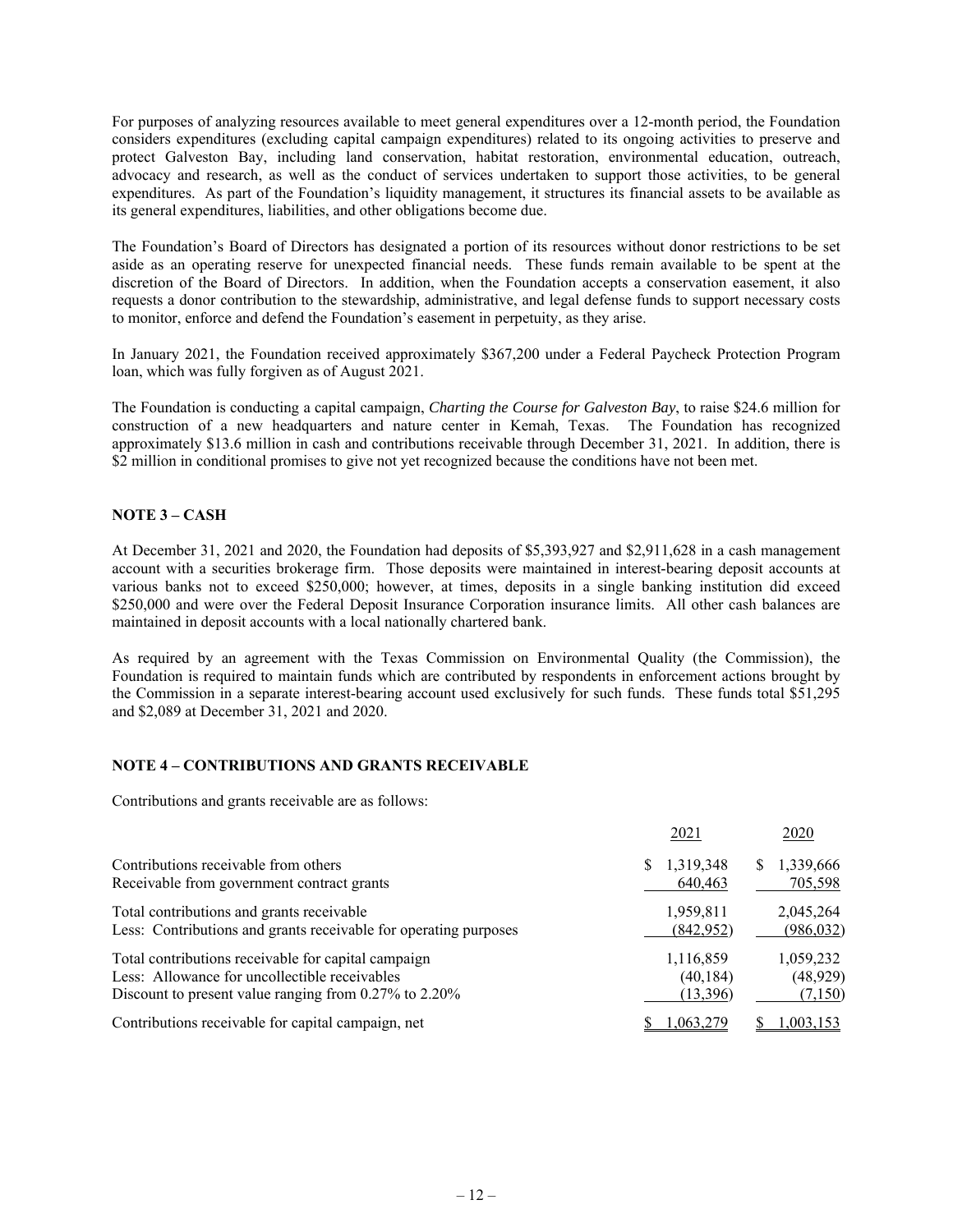For purposes of analyzing resources available to meet general expenditures over a 12-month period, the Foundation considers expenditures (excluding capital campaign expenditures) related to its ongoing activities to preserve and protect Galveston Bay, including land conservation, habitat restoration, environmental education, outreach, advocacy and research, as well as the conduct of services undertaken to support those activities, to be general expenditures. As part of the Foundation's liquidity management, it structures its financial assets to be available as its general expenditures, liabilities, and other obligations become due.

The Foundation's Board of Directors has designated a portion of its resources without donor restrictions to be set aside as an operating reserve for unexpected financial needs. These funds remain available to be spent at the discretion of the Board of Directors. In addition, when the Foundation accepts a conservation easement, it also requests a donor contribution to the stewardship, administrative, and legal defense funds to support necessary costs to monitor, enforce and defend the Foundation's easement in perpetuity, as they arise.

In January 2021, the Foundation received approximately $367,200 under a Federal Paycheck Protection Program loan, which was fully forgiven as of August 2021.

The Foundation is conducting a capital campaign, *Charting the Course for Galveston Bay*, to raise $24.6 million for construction of a new headquarters and nature center in Kemah, Texas. The Foundation has recognized approximately $13.6 million in cash and contributions receivable through December 31, 2021. In addition, there is $2 million in conditional promises to give not yet recognized because the conditions have not been met.

## NOTE 3 – CASH

At December 31, 2021 and 2020, the Foundation had deposits of $5,393,927 and $2,911,628 in a cash management account with a securities brokerage firm. Those deposits were maintained in interest-bearing deposit accounts at various banks not to exceed $250,000; however, at times, deposits in a single banking institution did exceed $250,000 and were over the Federal Deposit Insurance Corporation insurance limits. All other cash balances are maintained in deposit accounts with a local nationally chartered bank.

As required by an agreement with the Texas Commission on Environmental Quality (the Commission), the Foundation is required to maintain funds which are contributed by respondents in enforcement actions brought by the Commission in a separate interest-bearing account used exclusively for such funds. These funds total $51,295 and $2,089 at December 31, 2021 and 2020.

## NOTE 4 – CONTRIBUTIONS AND GRANTS RECEIVABLE

Contributions and grants receivable are as follows:

| | 2021 | 2020 |
|---|---|---|
| Contributions receivable from others | $ 1,319,348 | $ 1,339,666 |
| Receivable from government contract grants | 640,463 | 705,598 |
| Total contributions and grants receivable | 1,959,811 | 2,045,264 |
| Less: Contributions and grants receivable for operating purposes | (842,952) | (986,032) |
| Total contributions receivable for capital campaign | 1,116,859 | 1,059,232 |
| Less: Allowance for uncollectible receivables | (40,184) | (48,929) |
| Discount to present value ranging from 0.27% to 2.20% | (13,396) | (7,150) |
| Contributions receivable for capital campaign, net | $ 1,063,279 | $ 1,003,153 |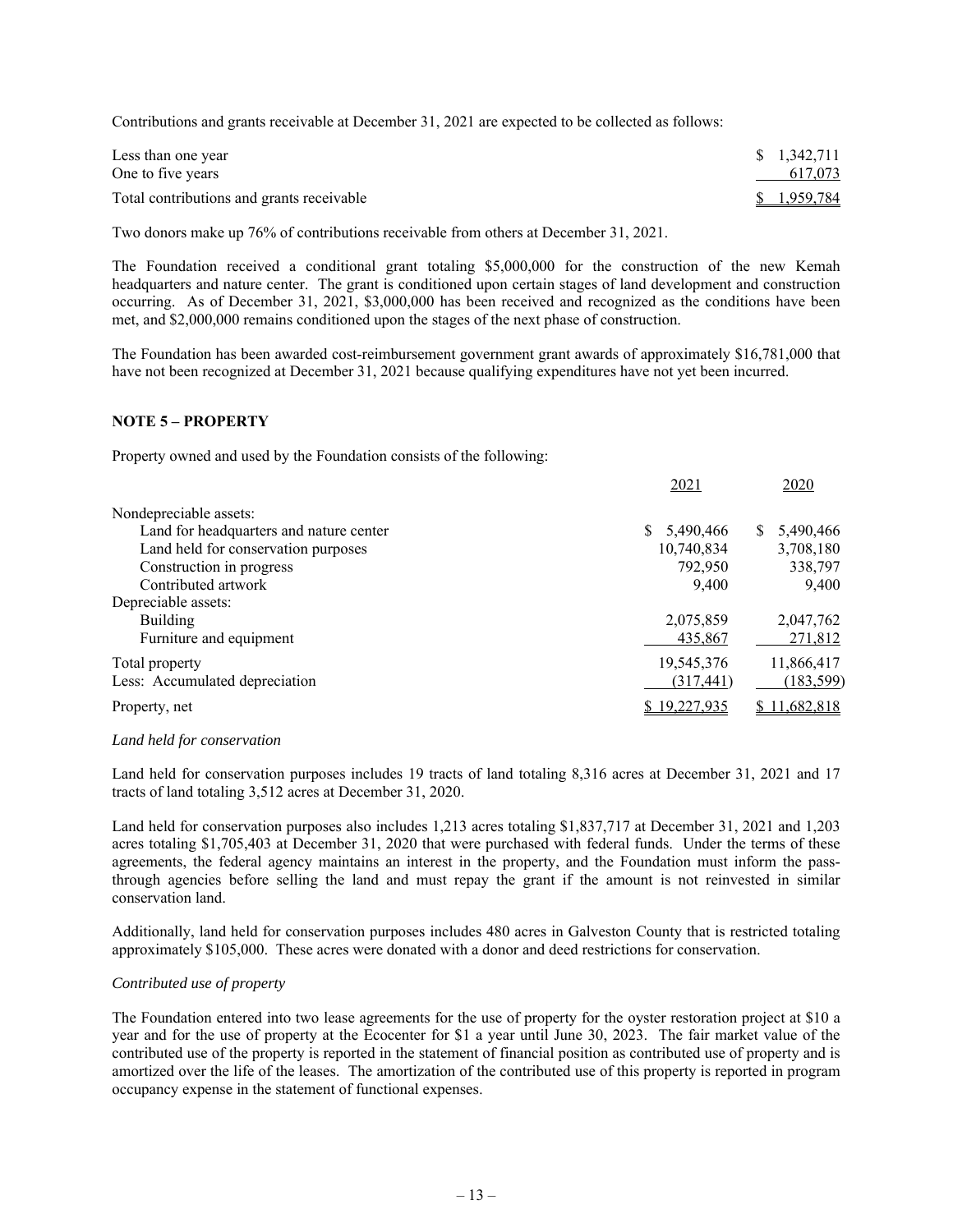Contributions and grants receivable at December 31, 2021 are expected to be collected as follows:

| | |
|---|---|
| Less than one year | $ 1,342,711 |
| One to five years | 617,073 |
| Total contributions and grants receivable | $ 1,959,784 |

Two donors make up 76% of contributions receivable from others at December 31, 2021.

The Foundation received a conditional grant totaling $5,000,000 for the construction of the new Kemah headquarters and nature center. The grant is conditioned upon certain stages of land development and construction occurring. As of December 31, 2021, $3,000,000 has been received and recognized as the conditions have been met, and $2,000,000 remains conditioned upon the stages of the next phase of construction.

The Foundation has been awarded cost-reimbursement government grant awards of approximately $16,781,000 that have not been recognized at December 31, 2021 because qualifying expenditures have not yet been incurred.

## NOTE 5 – PROPERTY

Property owned and used by the Foundation consists of the following:

| | 2021 | 2020 |
|---|---|---|
| Nondepreciable assets: | | |
| Land for headquarters and nature center | $ 5,490,466 | $ 5,490,466 |
| Land held for conservation purposes | 10,740,834 | 3,708,180 |
| Construction in progress | 792,950 | 338,797 |
| Contributed artwork | 9,400 | 9,400 |
| Depreciable assets: | | |
| Building | 2,075,859 | 2,047,762 |
| Furniture and equipment | 435,867 | 271,812 |
| Total property | 19,545,376 | 11,866,417 |
| Less: Accumulated depreciation | (317,441) | (183,599) |
| Property, net | $ 19,227,935 | $ 11,682,818 |

*Land held for conservation*

Land held for conservation purposes includes 19 tracts of land totaling 8,316 acres at December 31, 2021 and 17 tracts of land totaling 3,512 acres at December 31, 2020.

Land held for conservation purposes also includes 1,213 acres totaling $1,837,717 at December 31, 2021 and 1,203 acres totaling $1,705,403 at December 31, 2020 that were purchased with federal funds. Under the terms of these agreements, the federal agency maintains an interest in the property, and the Foundation must inform the pass-through agencies before selling the land and must repay the grant if the amount is not reinvested in similar conservation land.

Additionally, land held for conservation purposes includes 480 acres in Galveston County that is restricted totaling approximately $105,000. These acres were donated with a donor and deed restrictions for conservation.

*Contributed use of property*

The Foundation entered into two lease agreements for the use of property for the oyster restoration project at $10 a year and for the use of property at the Ecocenter for $1 a year until June 30, 2023. The fair market value of the contributed use of the property is reported in the statement of financial position as contributed use of property and is amortized over the life of the leases. The amortization of the contributed use of this property is reported in program occupancy expense in the statement of functional expenses.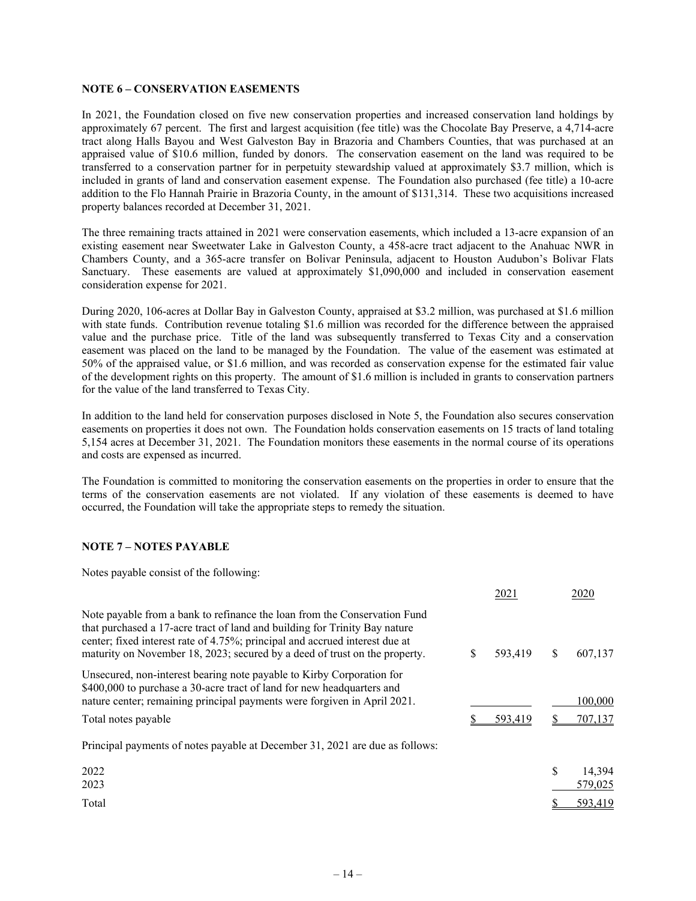**NOTE 6 – CONSERVATION EASEMENTS**

In 2021, the Foundation closed on five new conservation properties and increased conservation land holdings by approximately 67 percent. The first and largest acquisition (fee title) was the Chocolate Bay Preserve, a 4,714-acre tract along Halls Bayou and West Galveston Bay in Brazoria and Chambers Counties, that was purchased at an appraised value of $10.6 million, funded by donors. The conservation easement on the land was required to be transferred to a conservation partner for in perpetuity stewardship valued at approximately $3.7 million, which is included in grants of land and conservation easement expense. The Foundation also purchased (fee title) a 10-acre addition to the Flo Hannah Prairie in Brazoria County, in the amount of $131,314. These two acquisitions increased property balances recorded at December 31, 2021.

The three remaining tracts attained in 2021 were conservation easements, which included a 13-acre expansion of an existing easement near Sweetwater Lake in Galveston County, a 458-acre tract adjacent to the Anahuac NWR in Chambers County, and a 365-acre transfer on Bolivar Peninsula, adjacent to Houston Audubon's Bolivar Flats Sanctuary. These easements are valued at approximately $1,090,000 and included in conservation easement consideration expense for 2021.

During 2020, 106-acres at Dollar Bay in Galveston County, appraised at $3.2 million, was purchased at $1.6 million with state funds. Contribution revenue totaling $1.6 million was recorded for the difference between the appraised value and the purchase price. Title of the land was subsequently transferred to Texas City and a conservation easement was placed on the land to be managed by the Foundation. The value of the easement was estimated at 50% of the appraised value, or $1.6 million, and was recorded as conservation expense for the estimated fair value of the development rights on this property. The amount of $1.6 million is included in grants to conservation partners for the value of the land transferred to Texas City.

In addition to the land held for conservation purposes disclosed in Note 5, the Foundation also secures conservation easements on properties it does not own. The Foundation holds conservation easements on 15 tracts of land totaling 5,154 acres at December 31, 2021. The Foundation monitors these easements in the normal course of its operations and costs are expensed as incurred.

The Foundation is committed to monitoring the conservation easements on the properties in order to ensure that the terms of the conservation easements are not violated. If any violation of these easements is deemed to have occurred, the Foundation will take the appropriate steps to remedy the situation.

**NOTE 7 – NOTES PAYABLE**

Notes payable consist of the following:

| | 2021 | 2020 |
|---|---|---|
| Note payable from a bank to refinance the loan from the Conservation Fund that purchased a 17-acre tract of land and building for Trinity Bay nature center; fixed interest rate of 4.75%; principal and accrued interest due at maturity on November 18, 2023; secured by a deed of trust on the property. | $ 593,419 | $ 607,137 |
| Unsecured, non-interest bearing note payable to Kirby Corporation for $400,000 to purchase a 30-acre tract of land for new headquarters and nature center; remaining principal payments were forgiven in April 2021. | | 100,000 |
| Total notes payable | $ 593,419 | $ 707,137 |

Principal payments of notes payable at December 31, 2021 are due as follows:

| | |
|---|---|
| 2022 | $ 14,394 |
| 2023 | 579,025 |
| Total | $ 593,419 |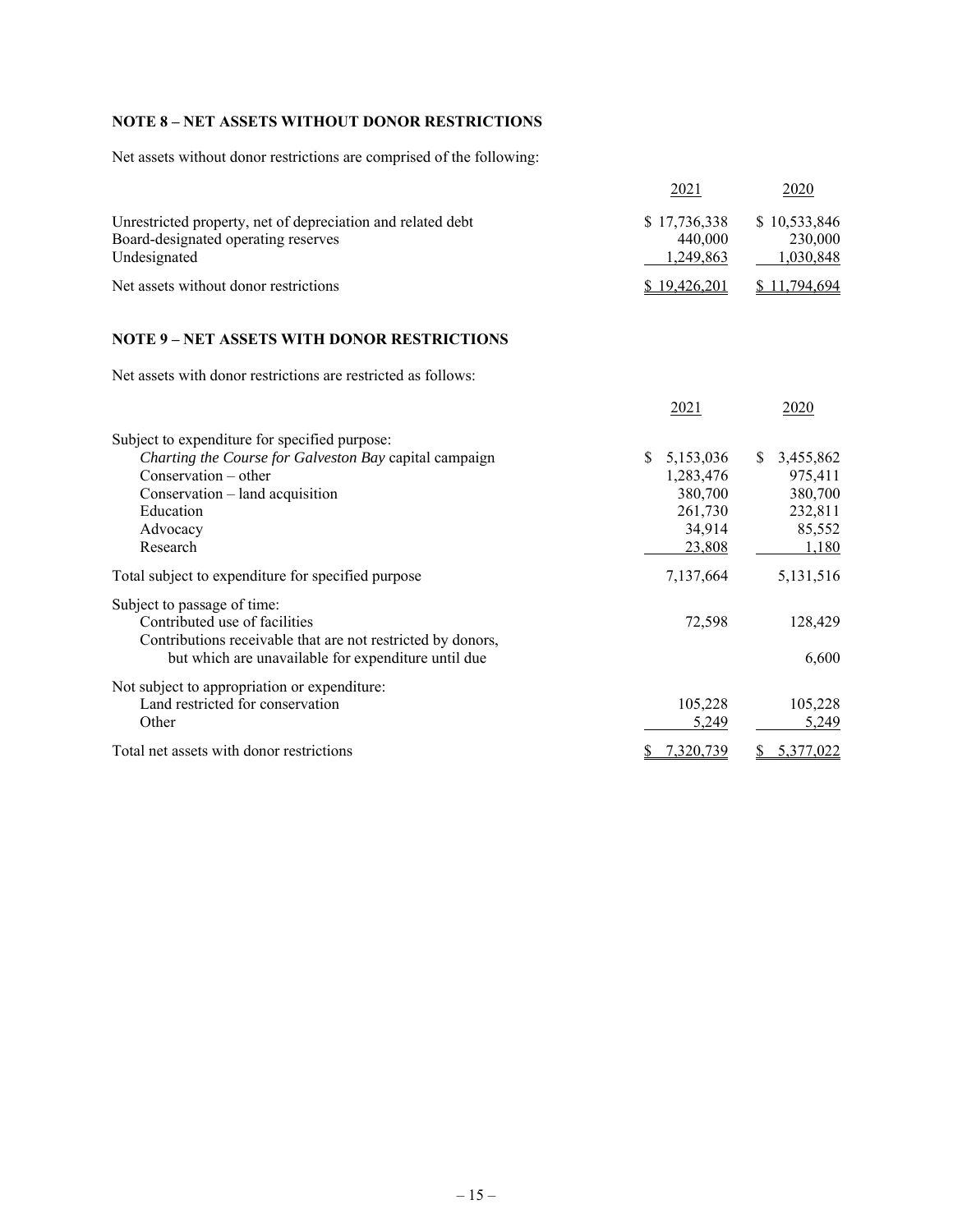**NOTE 8 – NET ASSETS WITHOUT DONOR RESTRICTIONS**

Net assets without donor restrictions are comprised of the following:

| | 2021 | 2020 |
|---|---|---|
| Unrestricted property, net of depreciation and related debt | $ 17,736,338 | $ 10,533,846 |
| Board-designated operating reserves | 440,000 | 230,000 |
| Undesignated | 1,249,863 | 1,030,848 |
| Net assets without donor restrictions | $ 19,426,201 | $ 11,794,694 |

**NOTE 9 – NET ASSETS WITH DONOR RESTRICTIONS**

Net assets with donor restrictions are restricted as follows:

| | 2021 | 2020 |
|---|---|---|
| Subject to expenditure for specified purpose: | | |
| *Charting the Course for Galveston Bay* capital campaign | $ 5,153,036 | $ 3,455,862 |
| Conservation – other | 1,283,476 | 975,411 |
| Conservation – land acquisition | 380,700 | 380,700 |
| Education | 261,730 | 232,811 |
| Advocacy | 34,914 | 85,552 |
| Research | 23,808 | 1,180 |
| Total subject to expenditure for specified purpose | 7,137,664 | 5,131,516 |
| Subject to passage of time: | | |
| Contributed use of facilities | 72,598 | 128,429 |
| Contributions receivable that are not restricted by donors, but which are unavailable for expenditure until due | | 6,600 |
| Not subject to appropriation or expenditure: | | |
| Land restricted for conservation | 105,228 | 105,228 |
| Other | 5,249 | 5,249 |
| Total net assets with donor restrictions | $ 7,320,739 | $ 5,377,022 |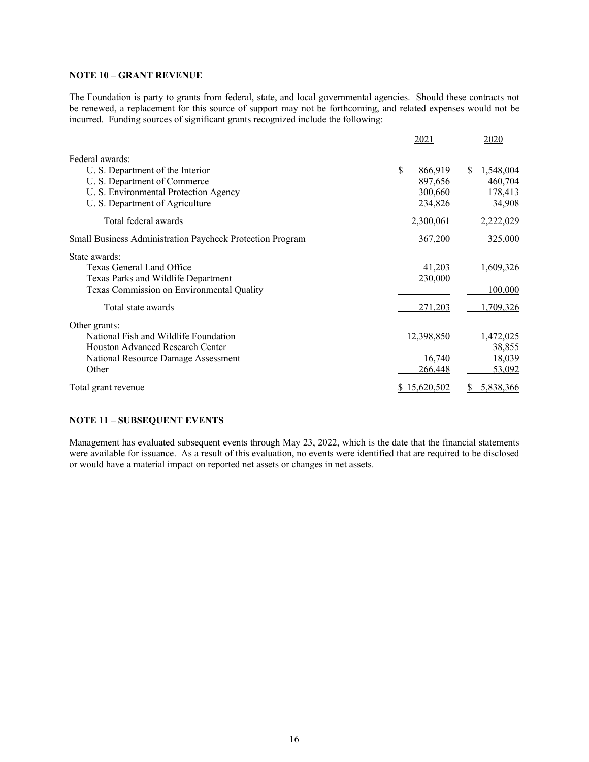**NOTE 10 – GRANT REVENUE**

The Foundation is party to grants from federal, state, and local governmental agencies. Should these contracts not be renewed, a replacement for this source of support may not be forthcoming, and related expenses would not be incurred. Funding sources of significant grants recognized include the following:

| | 2021 | 2020 |
|---|---|---|
| Federal awards: | | |
| U. S. Department of the Interior | $ 866,919 | $ 1,548,004 |
| U. S. Department of Commerce | 897,656 | 460,704 |
| U. S. Environmental Protection Agency | 300,660 | 178,413 |
| U. S. Department of Agriculture | 234,826 | 34,908 |
| Total federal awards | 2,300,061 | 2,222,029 |
| Small Business Administration Paycheck Protection Program | 367,200 | 325,000 |
| State awards: | | |
| Texas General Land Office | 41,203 | 1,609,326 |
| Texas Parks and Wildlife Department | 230,000 | |
| Texas Commission on Environmental Quality | | 100,000 |
| Total state awards | 271,203 | 1,709,326 |
| Other grants: | | |
| National Fish and Wildlife Foundation | 12,398,850 | 1,472,025 |
| Houston Advanced Research Center | | 38,855 |
| National Resource Damage Assessment | 16,740 | 18,039 |
| Other | 266,448 | 53,092 |
| Total grant revenue | $ 15,620,502 | $ 5,838,366 |

**NOTE 11 – SUBSEQUENT EVENTS**

Management has evaluated subsequent events through May 23, 2022, which is the date that the financial statements were available for issuance. As a result of this evaluation, no events were identified that are required to be disclosed or would have a material impact on reported net assets or changes in net assets.